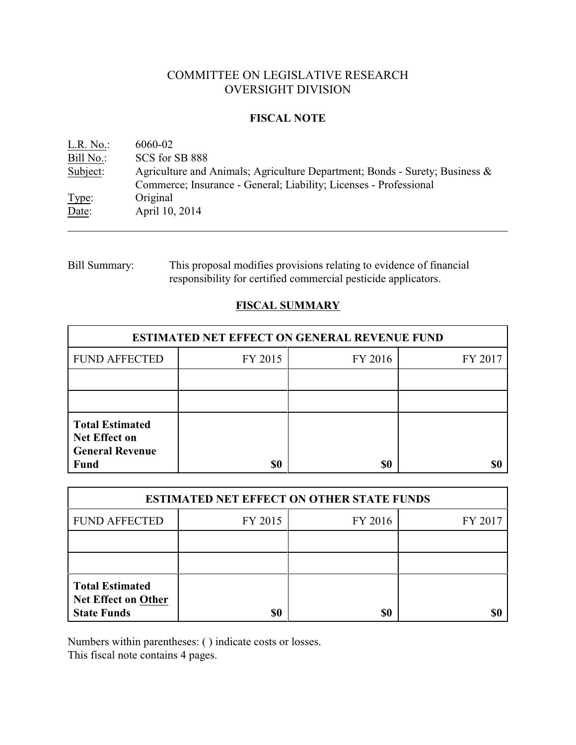# COMMITTEE ON LEGISLATIVE RESEARCH
# OVERSIGHT DIVISION

## FISCAL NOTE

L.R. No.: 6060-02
Bill No.: SCS for SB 888
Subject: Agriculture and Animals; Agriculture Department; Bonds - Surety; Business & Commerce; Insurance - General; Liability; Licenses - Professional
Type: Original
Date: April 10, 2014

---

Bill Summary: This proposal modifies provisions relating to evidence of financial responsibility for certified commercial pesticide applicators.

## FISCAL SUMMARY

| ESTIMATED NET EFFECT ON GENERAL REVENUE FUND | | | |
|---|---|---|---|
| FUND AFFECTED | FY 2015 | FY 2016 | FY 2017 |
| | | | |
| | | | |
| **Total Estimated Net Effect on General Revenue Fund** | **$0** | **$0** | **$0** |

| ESTIMATED NET EFFECT ON OTHER STATE FUNDS | | | |
|---|---|---|---|
| FUND AFFECTED | FY 2015 | FY 2016 | FY 2017 |
| | | | |
| | | | |
| **Total Estimated Net Effect on Other State Funds** | **$0** | **$0** | **$0** |

Numbers within parentheses: ( ) indicate costs or losses.
This fiscal note contains 4 pages.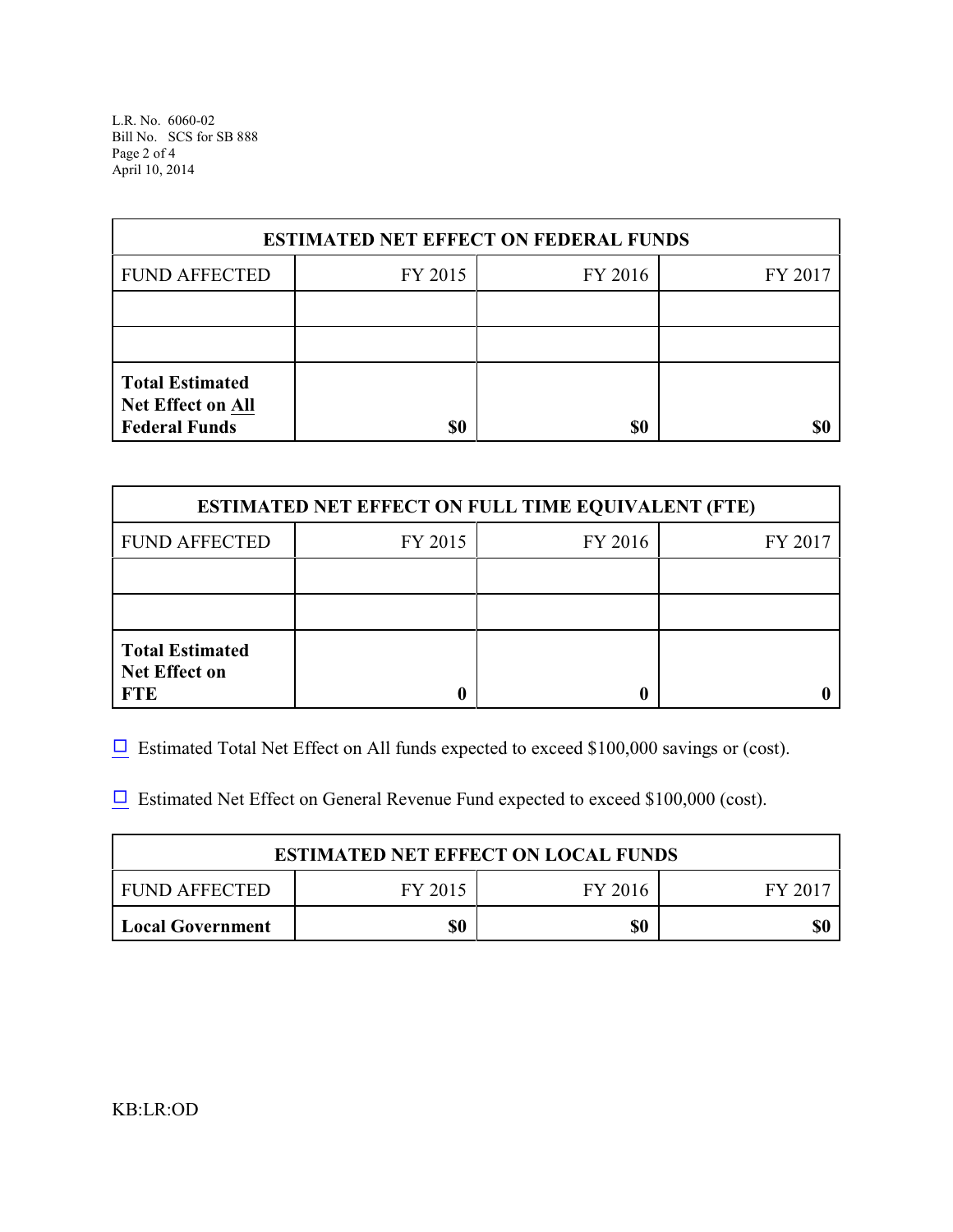| ESTIMATED NET EFFECT ON FEDERAL FUNDS | | | |
|---|---|---|---|
| FUND AFFECTED | FY 2015 | FY 2016 | FY 2017 |
| | | | |
| | | | |
| **Total Estimated Net Effect on All Federal Funds** | **$0** | **$0** | **$0** |

| ESTIMATED NET EFFECT ON FULL TIME EQUIVALENT (FTE) | | | |
|---|---|---|---|
| FUND AFFECTED | FY 2015 | FY 2016 | FY 2017 |
| | | | |
| | | | |
| **Total Estimated Net Effect on FTE** | **0** | **0** | **0** |

☐ Estimated Total Net Effect on All funds expected to exceed $100,000 savings or (cost).

☐ Estimated Net Effect on General Revenue Fund expected to exceed $100,000 (cost).

| ESTIMATED NET EFFECT ON LOCAL FUNDS | | | |
|---|---|---|---|
| FUND AFFECTED | FY 2015 | FY 2016 | FY 2017 |
| **Local Government** | **$0** | **$0** | **$0** |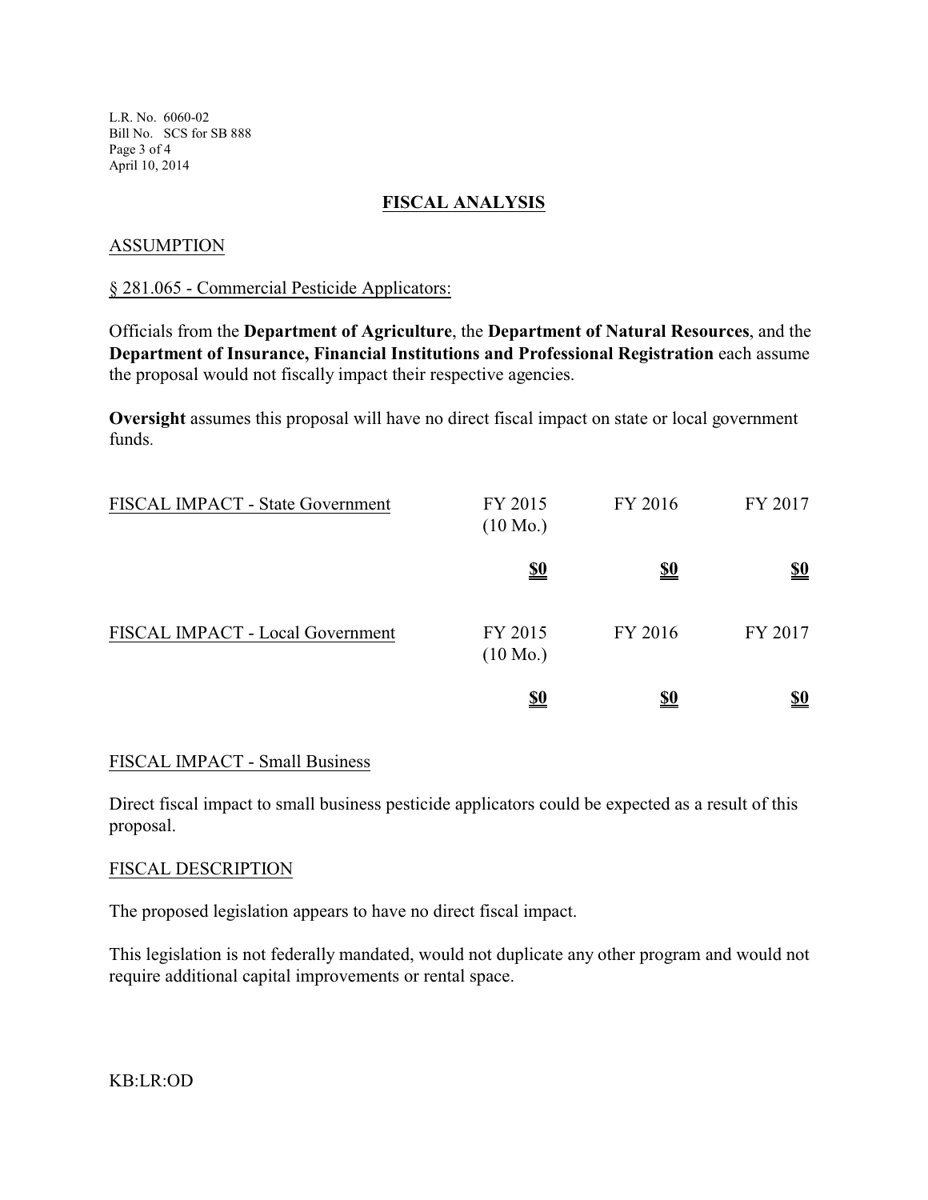## FISCAL ANALYSIS

### ASSUMPTION

§ 281.065 - Commercial Pesticide Applicators:

Officials from the **Department of Agriculture**, the **Department of Natural Resources**, and the **Department of Insurance, Financial Institutions and Professional Registration** each assume the proposal would not fiscally impact their respective agencies.

**Oversight** assumes this proposal will have no direct fiscal impact on state or local government funds.

| FISCAL IMPACT - State Government | FY 2015 (10 Mo.) | FY 2016 | FY 2017 |
|---|---|---|---|
| | **$0** | **$0** | **$0** |

| FISCAL IMPACT - Local Government | FY 2015 (10 Mo.) | FY 2016 | FY 2017 |
|---|---|---|---|
| | **$0** | **$0** | **$0** |

### FISCAL IMPACT - Small Business

Direct fiscal impact to small business pesticide applicators could be expected as a result of this proposal.

### FISCAL DESCRIPTION

The proposed legislation appears to have no direct fiscal impact.

This legislation is not federally mandated, would not duplicate any other program and would not require additional capital improvements or rental space.

KB:LR:OD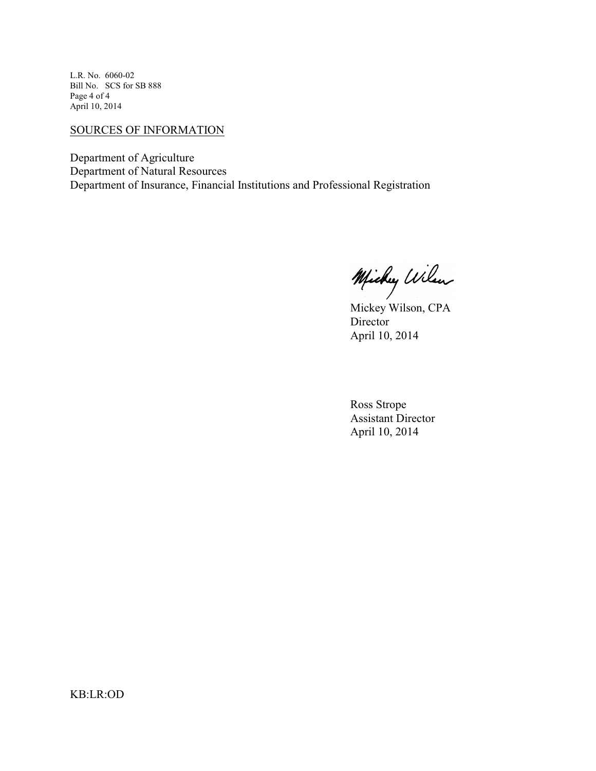## SOURCES OF INFORMATION

Department of Agriculture
Department of Natural Resources
Department of Insurance, Financial Institutions and Professional Registration

Mickey Wilson, CPA
Director
April 10, 2014

Ross Strope
Assistant Director
April 10, 2014

KB:LR:OD